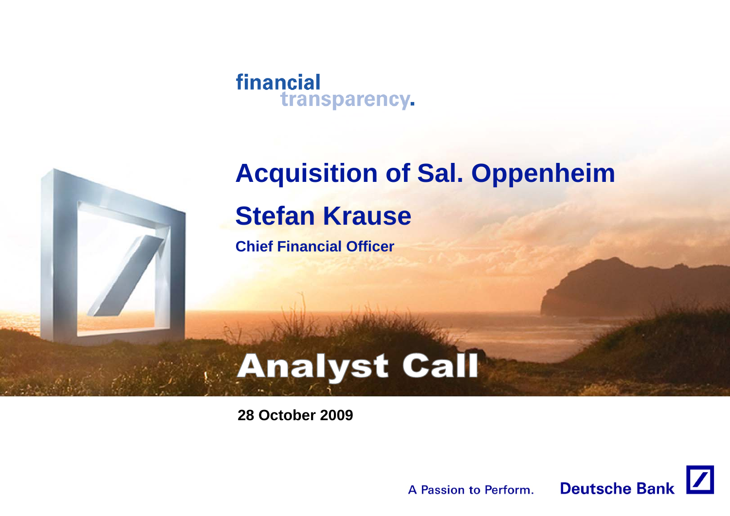financial transparency.

# Acquisition of Sal. Oppenheim

## Stefan Krause

**Chief Financial Officer**

# Analyst Call

**28 October 2009**

A Passion to Perform. Deutsche Bank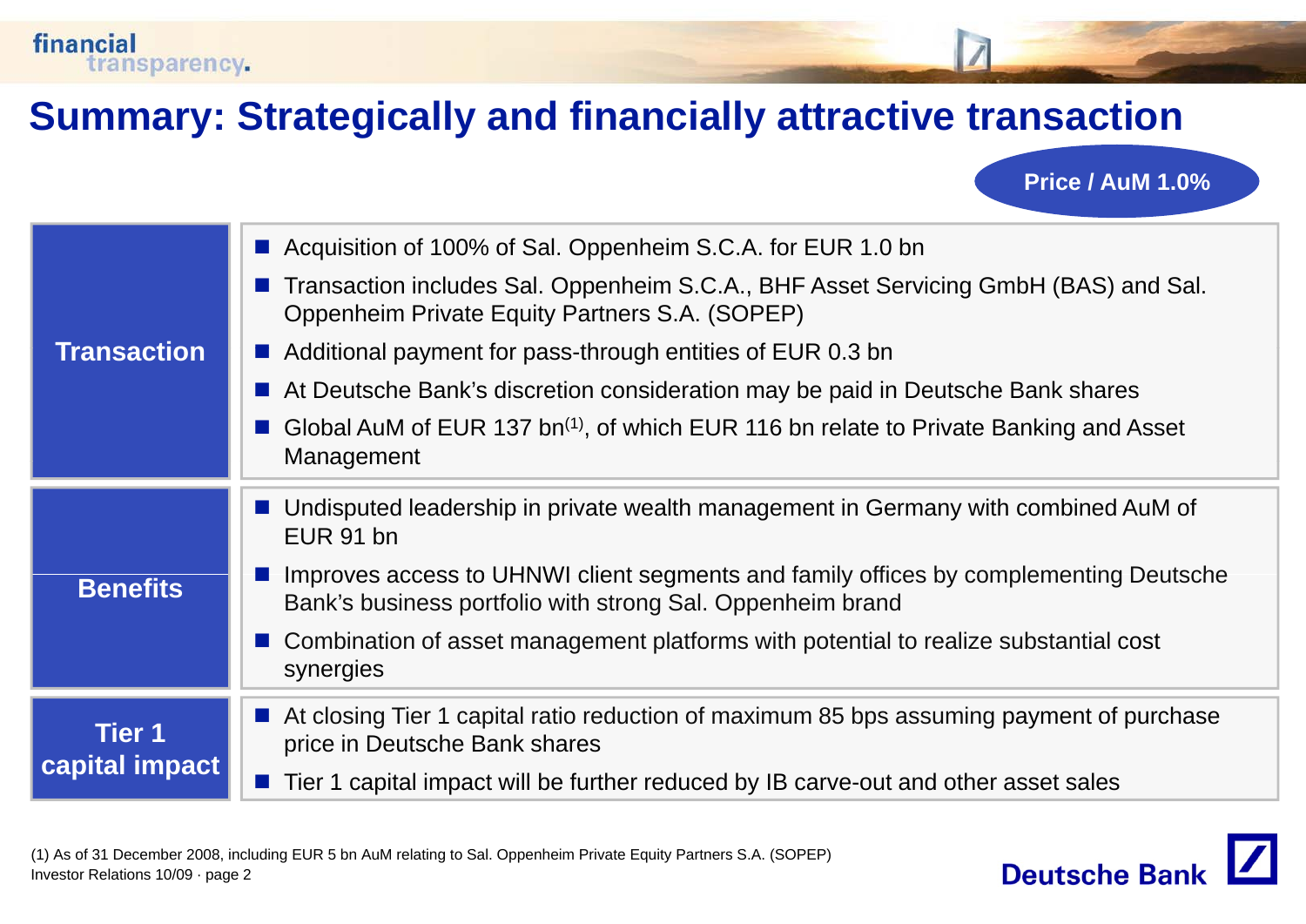# Summary: Strategically and financially attractive transaction

**Price / AuM 1.0%**

| | |
|---|---|
| **Transaction** | ■ Acquisition of 100% of Sal. Oppenheim S.C.A. for EUR 1.0 bn<br>■ Transaction includes Sal. Oppenheim S.C.A., BHF Asset Servicing GmbH (BAS) and Sal. Oppenheim Private Equity Partners S.A. (SOPEP)<br>■ Additional payment for pass-through entities of EUR 0.3 bn<br>■ At Deutsche Bank's discretion consideration may be paid in Deutsche Bank shares<br>■ Global AuM of EUR 137 bn[(1)], of which EUR 116 bn relate to Private Banking and Asset Management |
| **Benefits** | ■ Undisputed leadership in private wealth management in Germany with combined AuM of EUR 91 bn<br>■ Improves access to UHNWI client segments and family offices by complementing Deutsche Bank's business portfolio with strong Sal. Oppenheim brand<br>■ Combination of asset management platforms with potential to realize substantial cost synergies |
| **Tier 1 capital impact** | ■ At closing Tier 1 capital ratio reduction of maximum 85 bps assuming payment of purchase price in Deutsche Bank shares<br>■ Tier 1 capital impact will be further reduced by IB carve-out and other asset sales |

(1) As of 31 December 2008, including EUR 5 bn AuM relating to Sal. Oppenheim Private Equity Partners S.A. (SOPEP)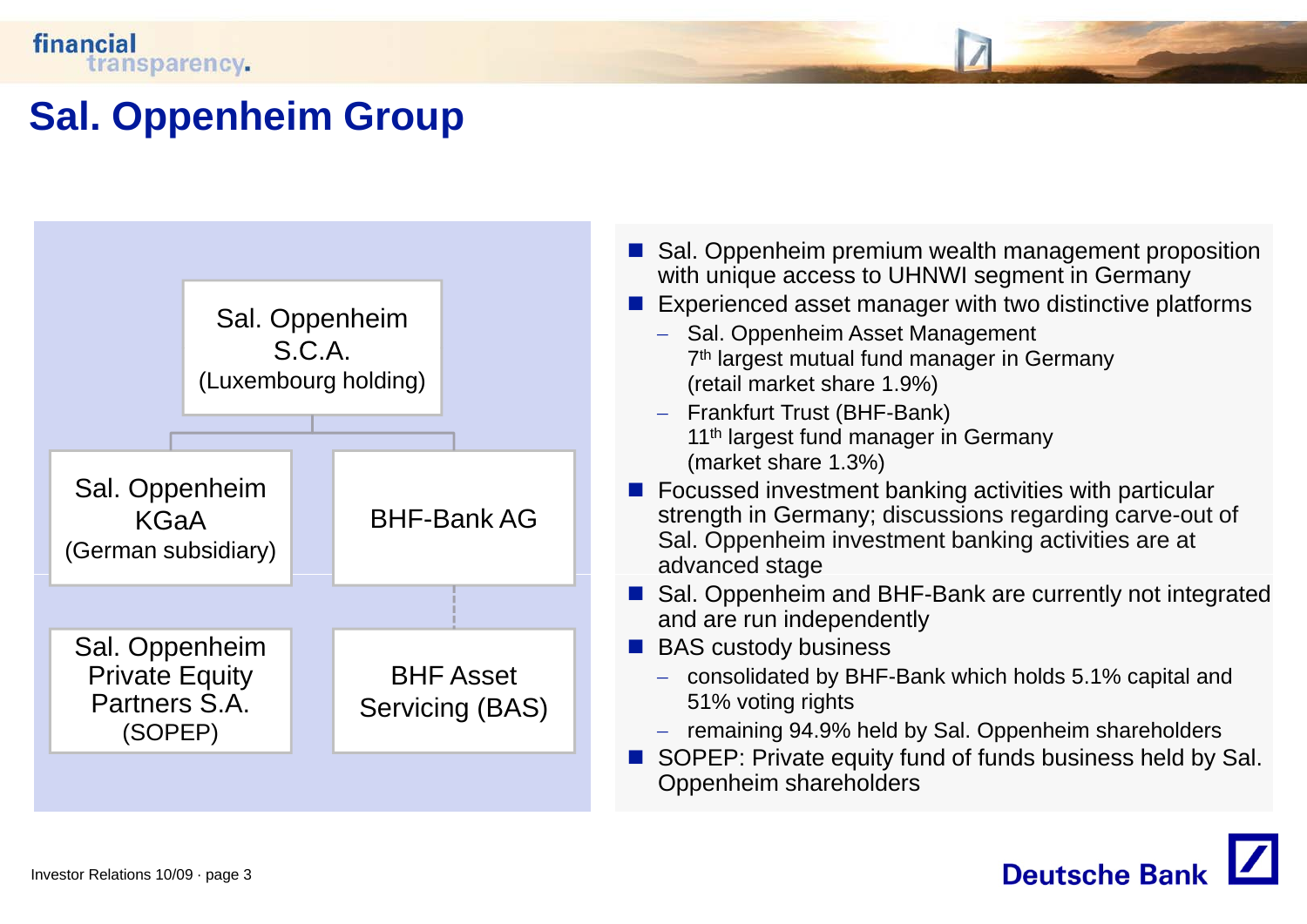# Sal. Oppenheim Group

Sal. Oppenheim S.C.A. (Luxembourg holding)

- Sal. Oppenheim KGaA (German subsidiary)
  - Sal. Oppenheim Private Equity Partners S.A. (SOPEP)
- BHF-Bank AG
  - BHF Asset Servicing (BAS)

- Sal. Oppenheim premium wealth management proposition with unique access to UHNWI segment in Germany
- Experienced asset manager with two distinctive platforms
  - Sal. Oppenheim Asset Management
    7th largest mutual fund manager in Germany
    (retail market share 1.9%)
  - Frankfurt Trust (BHF-Bank)
    11th largest fund manager in Germany
    (market share 1.3%)
- Focussed investment banking activities with particular strength in Germany; discussions regarding carve-out of Sal. Oppenheim investment banking activities are at advanced stage
- Sal. Oppenheim and BHF-Bank are currently not integrated and are run independently
- BAS custody business
  - consolidated by BHF-Bank which holds 5.1% capital and 51% voting rights
  - remaining 94.9% held by Sal. Oppenheim shareholders
- SOPEP: Private equity fund of funds business held by Sal. Oppenheim shareholders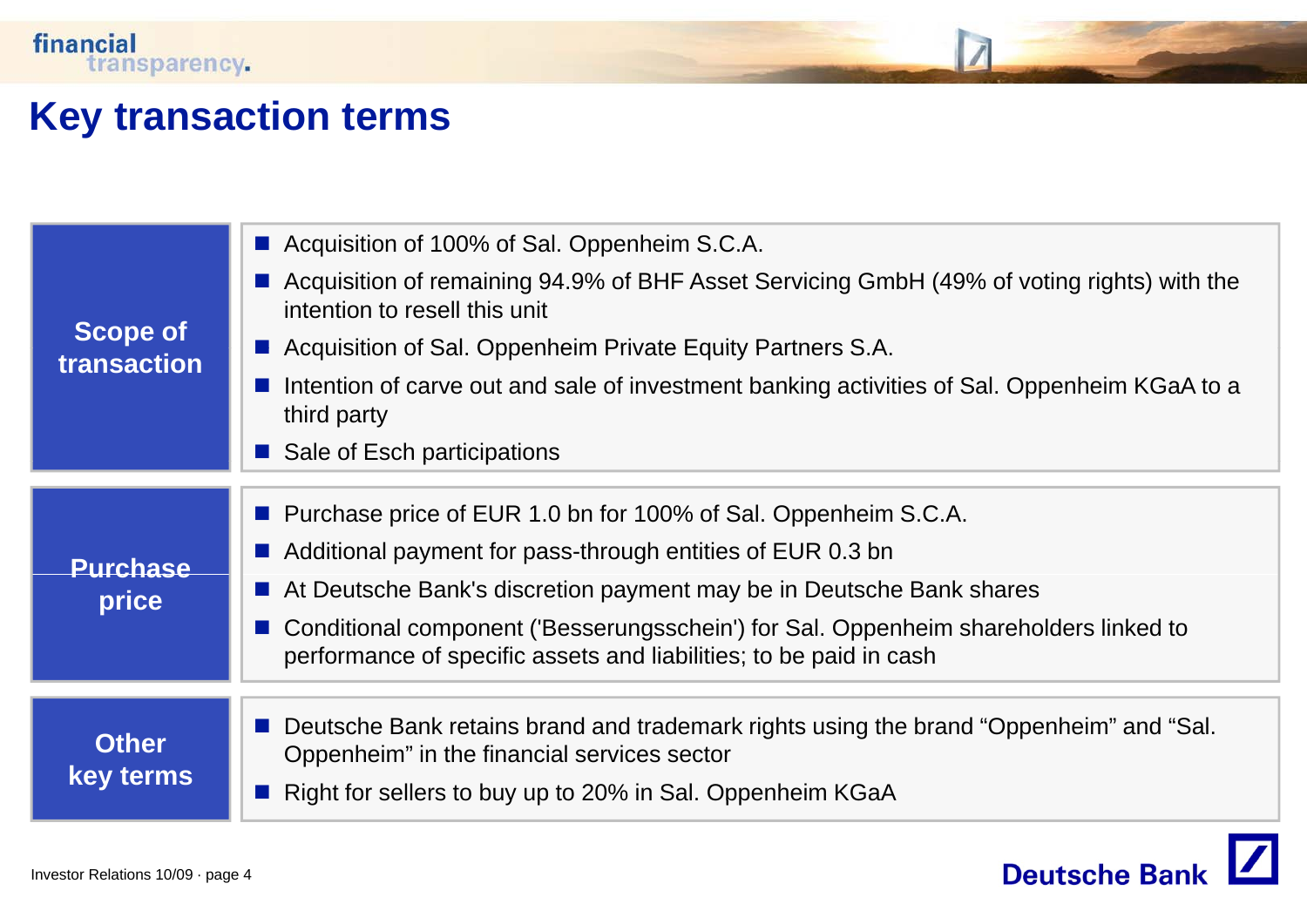# Key transaction terms

| | |
|---|---|
| **Scope of transaction** | ■ Acquisition of 100% of Sal. Oppenheim S.C.A.<br>■ Acquisition of remaining 94.9% of BHF Asset Servicing GmbH (49% of voting rights) with the intention to resell this unit<br>■ Acquisition of Sal. Oppenheim Private Equity Partners S.A.<br>■ Intention of carve out and sale of investment banking activities of Sal. Oppenheim KGaA to a third party<br>■ Sale of Esch participations |
| **Purchase price** | ■ Purchase price of EUR 1.0 bn for 100% of Sal. Oppenheim S.C.A.<br>■ Additional payment for pass-through entities of EUR 0.3 bn<br>■ At Deutsche Bank's discretion payment may be in Deutsche Bank shares<br>■ Conditional component ('Besserungsschein') for Sal. Oppenheim shareholders linked to performance of specific assets and liabilities; to be paid in cash |
| **Other key terms** | ■ Deutsche Bank retains brand and trademark rights using the brand "Oppenheim" and "Sal. Oppenheim" in the financial services sector<br>■ Right for sellers to buy up to 20% in Sal. Oppenheim KGaA |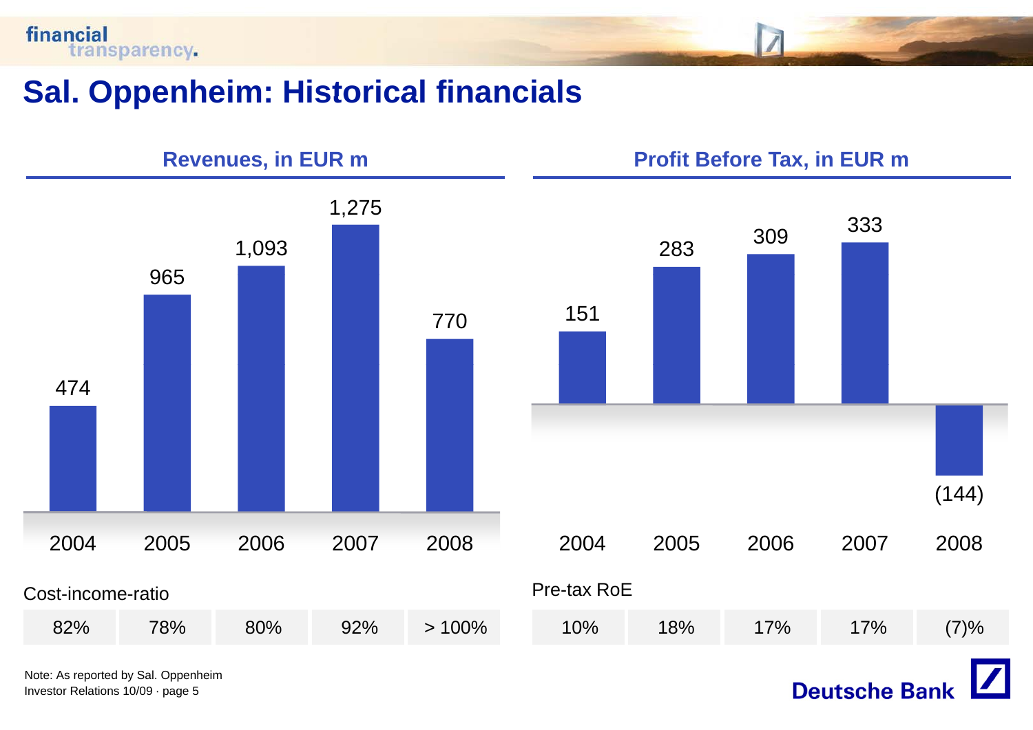# Sal. Oppenheim: Historical financials

## Revenues, in EUR m

| | 2004 | 2005 | 2006 | 2007 | 2008 |
|---|---|---|---|---|---|
| Revenues | 474 | 965 | 1,093 | 1,275 | 770 |
| Cost-income-ratio | 82% | 78% | 80% | 92% | > 100% |

## Profit Before Tax, in EUR m

| | 2004 | 2005 | 2006 | 2007 | 2008 |
|---|---|---|---|---|---|
| Profit Before Tax | 151 | 283 | 309 | 333 | (144) |
| Pre-tax RoE | 10% | 18% | 17% | 17% | (7)% |

Note: As reported by Sal. Oppenheim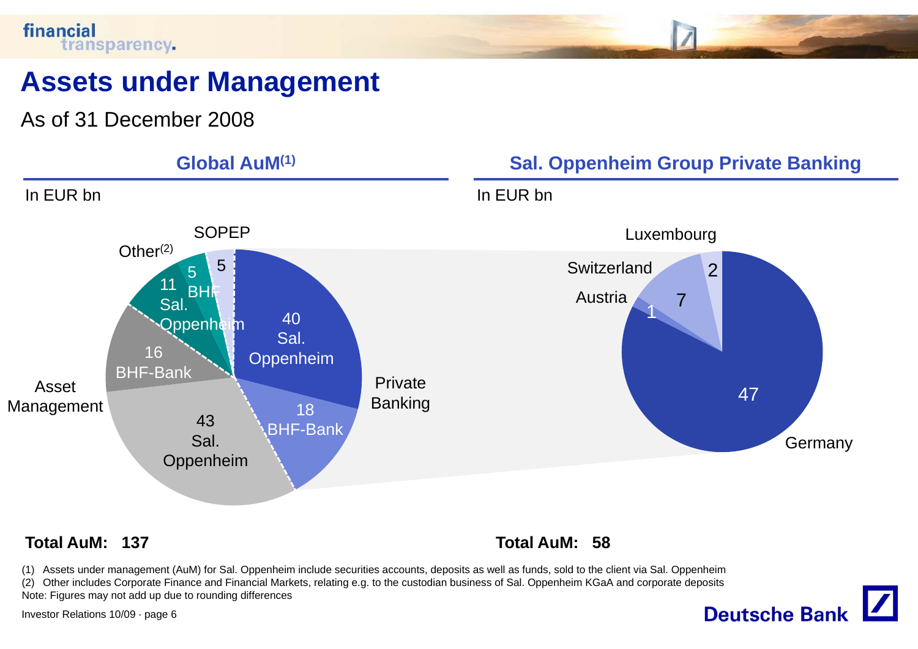# Assets under Management

As of 31 December 2008

## Global AuM[1]

In EUR bn

| Segment | Entity | AuM |
| --- | --- | --- |
| Private Banking | Sal. Oppenheim | 40 |
| Private Banking | BHF-Bank | 18 |
| Asset Management | Sal. Oppenheim | 43 |
| Asset Management | BHF-Bank | 16 |
| Other[2] | Sal. Oppenheim | 11 |
| Other[2] | BHF | 5 |
| SOPEP | | 5 |

**Total AuM: 137**

## Sal. Oppenheim Group Private Banking

In EUR bn

| Country | AuM |
| --- | --- |
| Germany | 47 |
| Austria | 1 |
| Switzerland | 7 |
| Luxembourg | 2 |

**Total AuM: 58**

(1) Assets under management (AuM) for Sal. Oppenheim include securities accounts, deposits as well as funds, sold to the client via Sal. Oppenheim
(2) Other includes Corporate Finance and Financial Markets, relating e.g. to the custodian business of Sal. Oppenheim KGaA and corporate deposits
Note: Figures may not add up due to rounding differences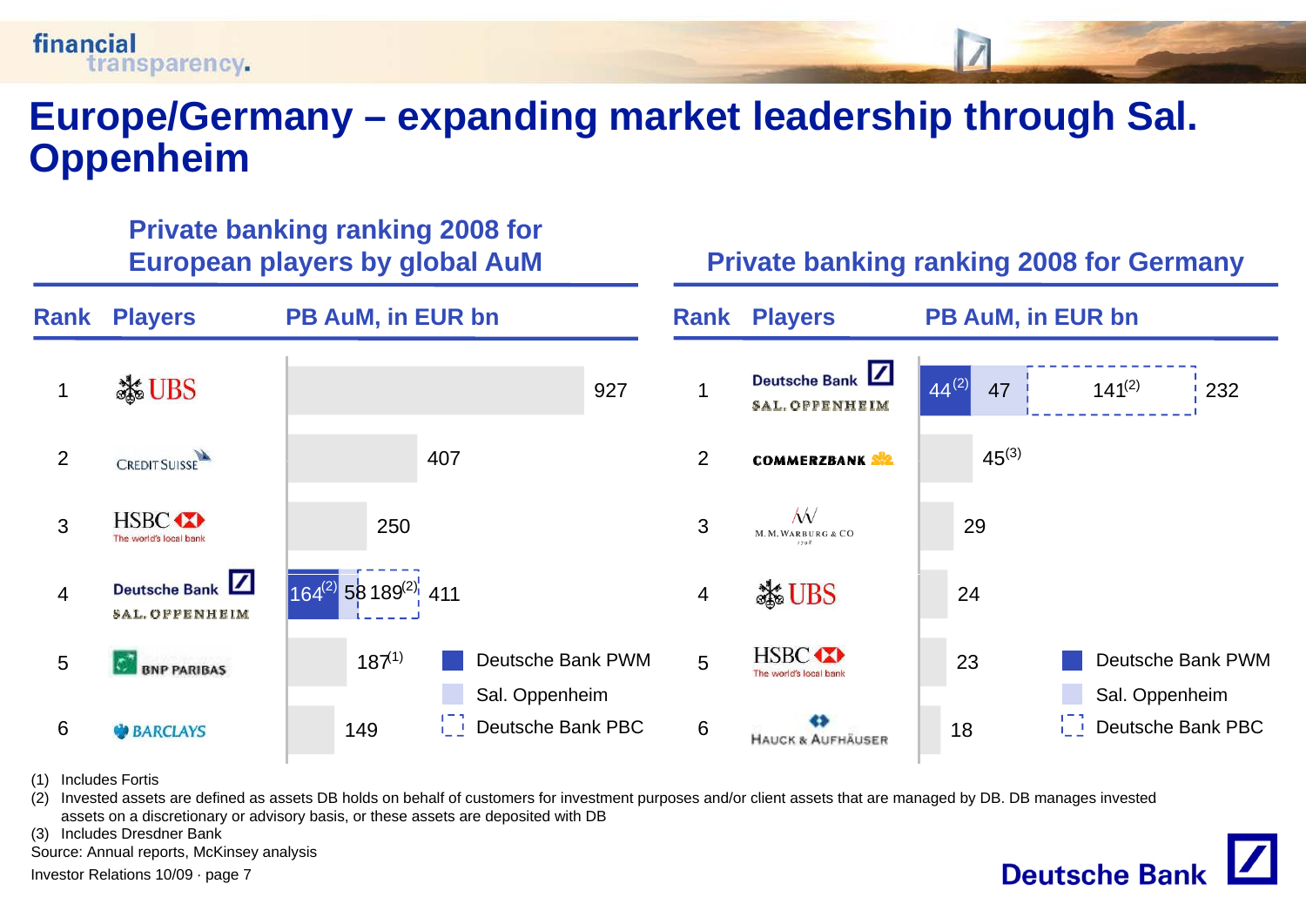# Europe/Germany – expanding market leadership through Sal. Oppenheim

## Private banking ranking 2008 for European players by global AuM

| Rank | Players | PB AuM, in EUR bn |
|---|---|---|
| 1 | UBS | 927 |
| 2 | Credit Suisse | 407 |
| 3 | HSBC | 250 |
| 4 | Deutsche Bank / Sal. Oppenheim | 164[2] (Deutsche Bank PWM) + 58 (Sal. Oppenheim) + 189[2] (Deutsche Bank PBC) = 411 |
| 5 | BNP Paribas | 187[1] |
| 6 | Barclays | 149 |

## Private banking ranking 2008 for Germany

| Rank | Players | PB AuM, in EUR bn |
|---|---|---|
| 1 | Deutsche Bank / Sal. Oppenheim | 44[2] (Deutsche Bank PWM) + 47 (Sal. Oppenheim) + 141[2] (Deutsche Bank PBC) = 232 |
| 2 | Commerzbank | 45[3] |
| 3 | M.M. Warburg & Co | 29 |
| 4 | UBS | 24 |
| 5 | HSBC | 23 |
| 6 | Hauck & Aufhäuser | 18 |

Legend: Deutsche Bank PWM; Sal. Oppenheim; Deutsche Bank PBC

(1) Includes Fortis

(2) Invested assets are defined as assets DB holds on behalf of customers for investment purposes and/or client assets that are managed by DB. DB manages invested assets on a discretionary or advisory basis, or these assets are deposited with DB

(3) Includes Dresdner Bank

Source: Annual reports, McKinsey analysis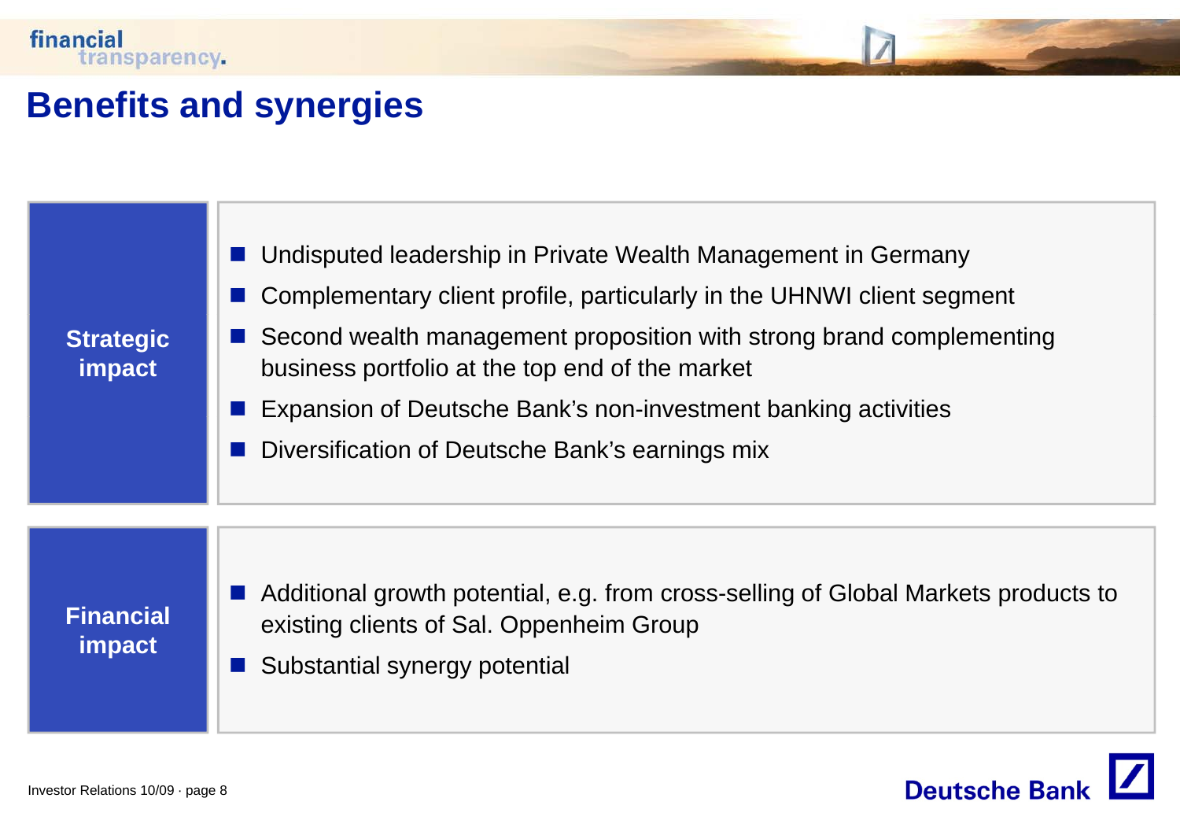# Benefits and synergies

| | |
|---|---|
| **Strategic impact** | ■ Undisputed leadership in Private Wealth Management in Germany<br>■ Complementary client profile, particularly in the UHNWI client segment<br>■ Second wealth management proposition with strong brand complementing business portfolio at the top end of the market<br>■ Expansion of Deutsche Bank's non-investment banking activities<br>■ Diversification of Deutsche Bank's earnings mix |
| **Financial impact** | ■ Additional growth potential, e.g. from cross-selling of Global Markets products to existing clients of Sal. Oppenheim Group<br>■ Substantial synergy potential |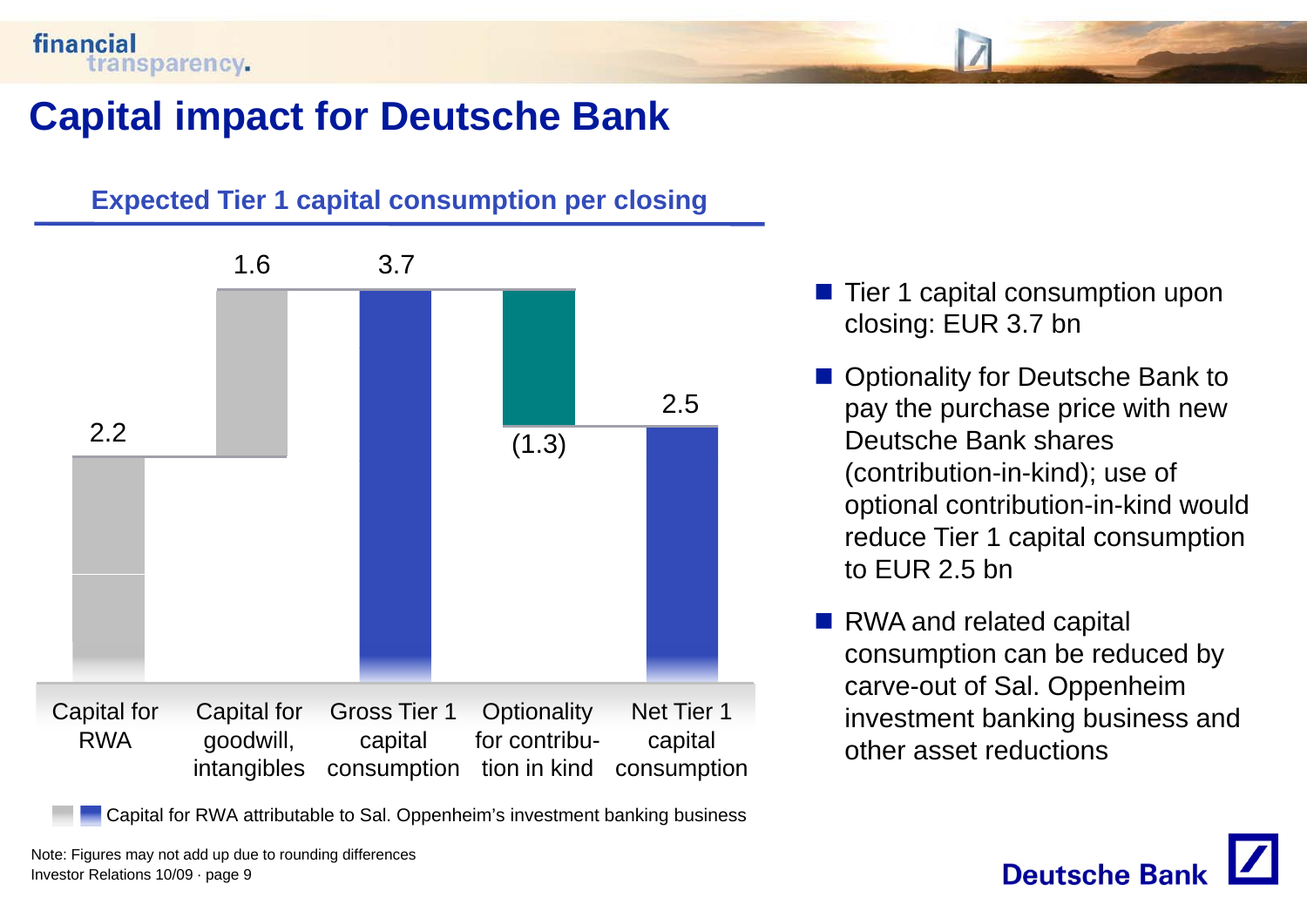# Capital impact for Deutsche Bank

## Expected Tier 1 capital consumption per closing

| Capital for RWA | Capital for goodwill, intangibles | Gross Tier 1 capital consumption | Optionality for contribution in kind | Net Tier 1 capital consumption |
|---|---|---|---|---|
| 2.2 | 1.6 | 3.7 | (1.3) | 2.5 |

Capital for RWA attributable to Sal. Oppenheim's investment banking business

- Tier 1 capital consumption upon closing: EUR 3.7 bn
- Optionality for Deutsche Bank to pay the purchase price with new Deutsche Bank shares (contribution-in-kind); use of optional contribution-in-kind would reduce Tier 1 capital consumption to EUR 2.5 bn
- RWA and related capital consumption can be reduced by carve-out of Sal. Oppenheim investment banking business and other asset reductions

Note: Figures may not add up due to rounding differences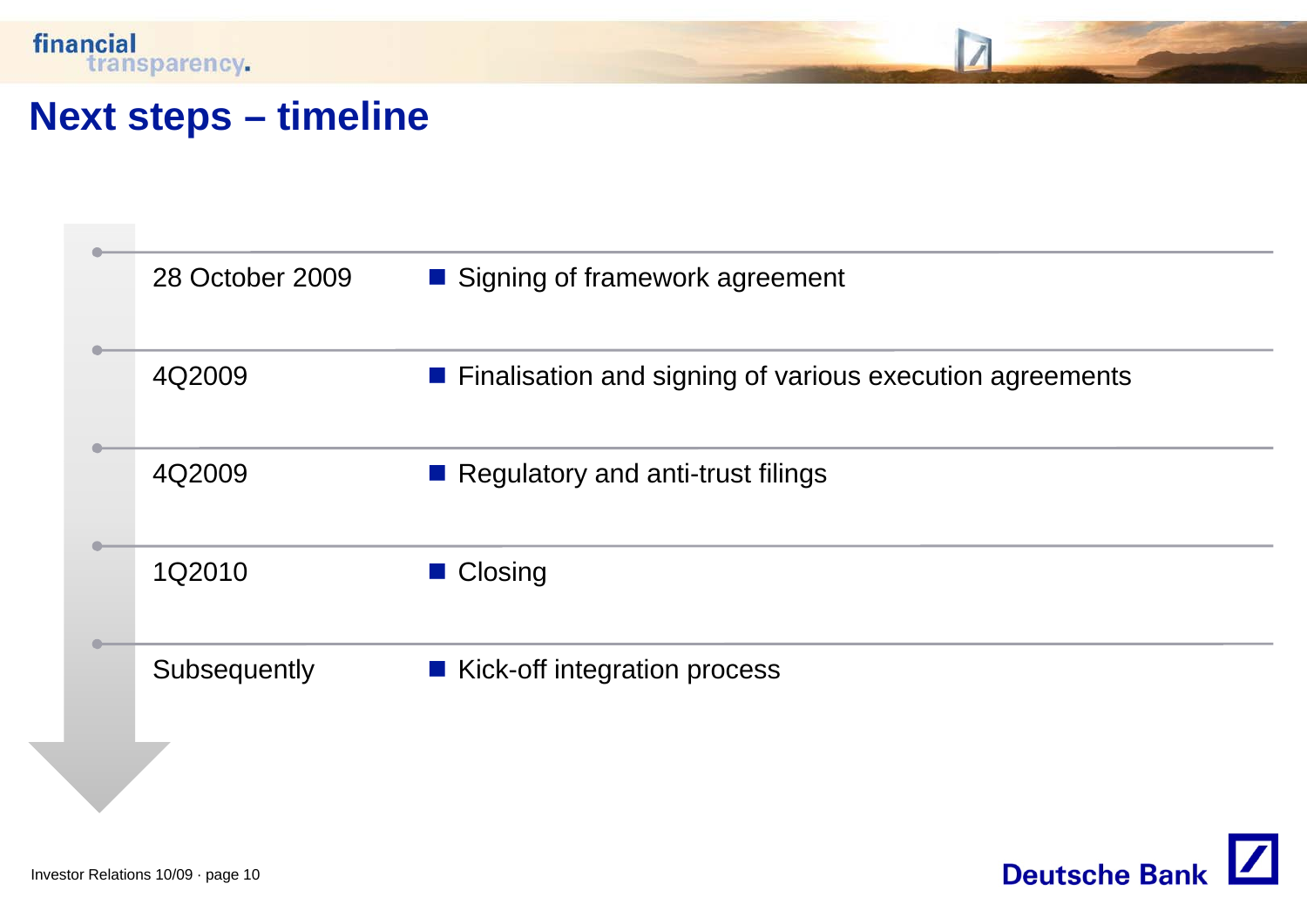# Next steps – timeline

| | |
|---|---|
| 28 October 2009 | Signing of framework agreement |
| 4Q2009 | Finalisation and signing of various execution agreements |
| 4Q2009 | Regulatory and anti-trust filings |
| 1Q2010 | Closing |
| Subsequently | Kick-off integration process |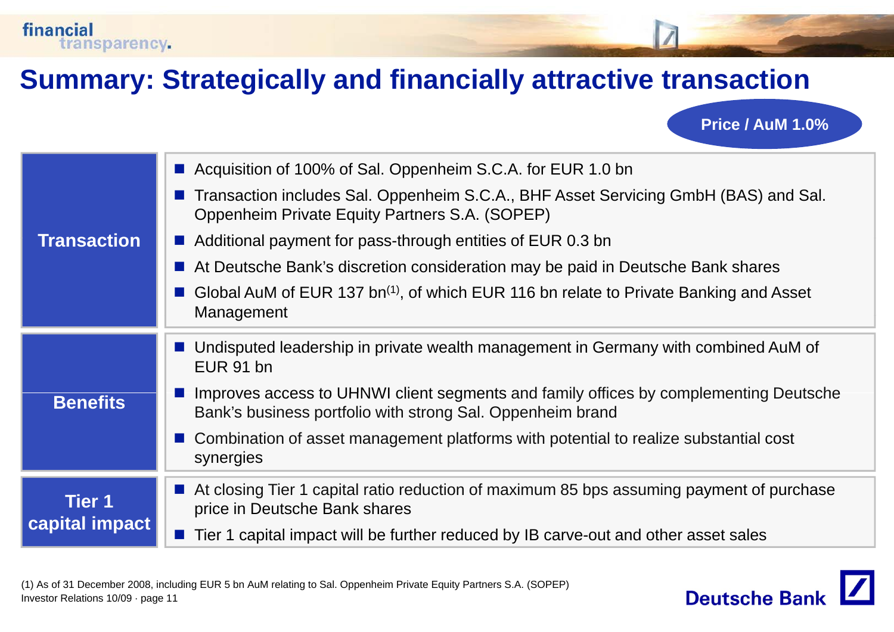# Summary: Strategically and financially attractive transaction

**Price / AuM 1.0%**

| | |
|---|---|
| **Transaction** | ■ Acquisition of 100% of Sal. Oppenheim S.C.A. for EUR 1.0 bn<br>■ Transaction includes Sal. Oppenheim S.C.A., BHF Asset Servicing GmbH (BAS) and Sal. Oppenheim Private Equity Partners S.A. (SOPEP)<br>■ Additional payment for pass-through entities of EUR 0.3 bn<br>■ At Deutsche Bank's discretion consideration may be paid in Deutsche Bank shares<br>■ Global AuM of EUR 137 bn(1), of which EUR 116 bn relate to Private Banking and Asset Management |
| **Benefits** | ■ Undisputed leadership in private wealth management in Germany with combined AuM of EUR 91 bn<br>■ Improves access to UHNWI client segments and family offices by complementing Deutsche Bank's business portfolio with strong Sal. Oppenheim brand<br>■ Combination of asset management platforms with potential to realize substantial cost synergies |
| **Tier 1 capital impact** | ■ At closing Tier 1 capital ratio reduction of maximum 85 bps assuming payment of purchase price in Deutsche Bank shares<br>■ Tier 1 capital impact will be further reduced by IB carve-out and other asset sales |

(1) As of 31 December 2008, including EUR 5 bn AuM relating to Sal. Oppenheim Private Equity Partners S.A. (SOPEP)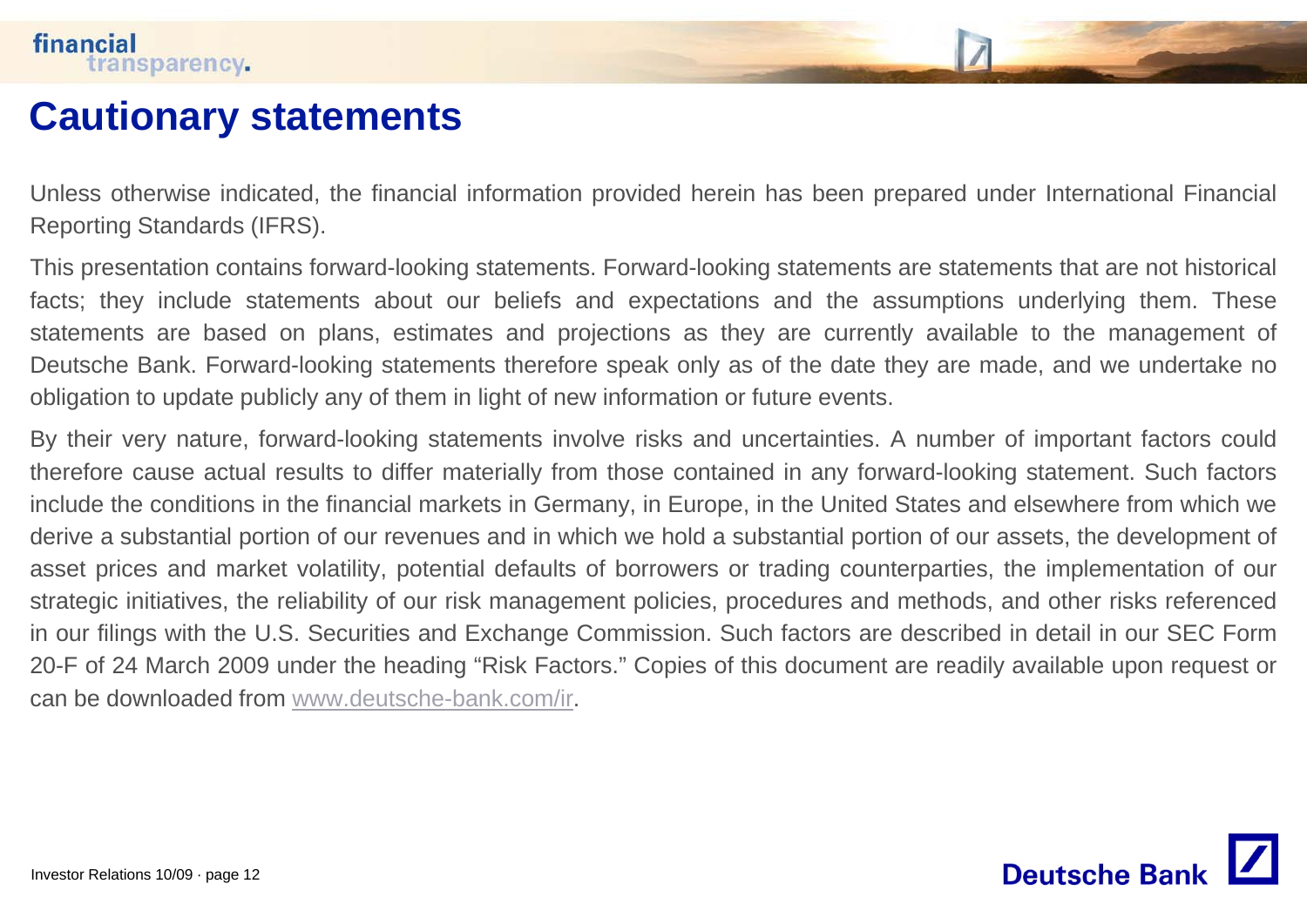# Cautionary statements

Unless otherwise indicated, the financial information provided herein has been prepared under International Financial Reporting Standards (IFRS).

This presentation contains forward-looking statements. Forward-looking statements are statements that are not historical facts; they include statements about our beliefs and expectations and the assumptions underlying them. These statements are based on plans, estimates and projections as they are currently available to the management of Deutsche Bank. Forward-looking statements therefore speak only as of the date they are made, and we undertake no obligation to update publicly any of them in light of new information or future events.

By their very nature, forward-looking statements involve risks and uncertainties. A number of important factors could therefore cause actual results to differ materially from those contained in any forward-looking statement. Such factors include the conditions in the financial markets in Germany, in Europe, in the United States and elsewhere from which we derive a substantial portion of our revenues and in which we hold a substantial portion of our assets, the development of asset prices and market volatility, potential defaults of borrowers or trading counterparties, the implementation of our strategic initiatives, the reliability of our risk management policies, procedures and methods, and other risks referenced in our filings with the U.S. Securities and Exchange Commission. Such factors are described in detail in our SEC Form 20-F of 24 March 2009 under the heading "Risk Factors." Copies of this document are readily available upon request or can be downloaded from www.deutsche-bank.com/ir.